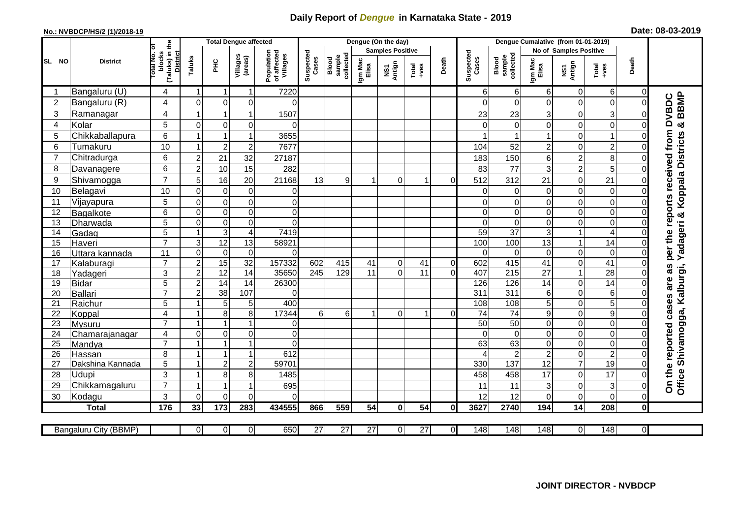# Daily Report of *Dengue* in Karnataka State - 2019

**No.: NVBDCP/HS/2 (1)/2018-19**

**Date: 08-03-2019**

| SL NO | District | Total No. of blocks (Taluks) in the District | Total Dengue affected | | | | Dengue (On the day) | | | | | | | Dengue Cumalative (from 01-01-2019) | | | | | | | |
|---|---|---|---|---|---|---|---|---|---|---|---|---|---|---|---|---|---|---|---|---|
| | | | Taluks | PHC | Villages (areas) | Population of affected Villages | Suspected Cases | Blood sample collected | Samples Positive | | | Death | Suspected Cases | Blood sample collected | No of Samples Positive | | | Death | |
| | | | | | | | | | Igm Mac Elisa | NS1 Antign | Total +ves | | | | Igm Mac Elisa | NS1 Antign | Total +ves | | |
| 1 | Bangaluru (U) | 4 | 1 | 1 | 1 | 7220 | | | | | | | 6 | 6 | 6 | 0 | 6 | 0 | On the reported cases are as per the reports received from DVBDC Office Shivamogga, Kalburgi, Yadageri & Koppala Districts & BBMP |
| 2 | Bangaluru (R) | 4 | 0 | 0 | 0 | 0 | | | | | | | 0 | 0 | 0 | 0 | 0 | 0 | |
| 3 | Ramanagar | 4 | 1 | 1 | 1 | 1507 | | | | | | | 23 | 23 | 3 | 0 | 3 | 0 | |
| 4 | Kolar | 5 | 0 | 0 | 0 | 0 | | | | | | | 0 | 0 | 0 | 0 | 0 | 0 | |
| 5 | Chikkaballapura | 6 | 1 | 1 | 1 | 3655 | | | | | | | 1 | 1 | 1 | 0 | 1 | 0 | |
| 6 | Tumakuru | 10 | 1 | 2 | 2 | 7677 | | | | | | | 104 | 52 | 2 | 0 | 2 | 0 | |
| 7 | Chitradurga | 6 | 2 | 21 | 32 | 27187 | | | | | | | 183 | 150 | 6 | 2 | 8 | 0 | |
| 8 | Davanagere | 6 | 2 | 10 | 15 | 282 | | | | | | | 83 | 77 | 3 | 2 | 5 | 0 | |
| 9 | Shivamogga | 7 | 5 | 16 | 20 | 21168 | 13 | 9 | 1 | 0 | 1 | 0 | 512 | 312 | 21 | 0 | 21 | 0 | |
| 10 | Belagavi | 10 | 0 | 0 | 0 | 0 | | | | | | | 0 | 0 | 0 | 0 | 0 | 0 | |
| 11 | Vijayapura | 5 | 0 | 0 | 0 | 0 | | | | | | | 0 | 0 | 0 | 0 | 0 | 0 | |
| 12 | Bagalkote | 6 | 0 | 0 | 0 | 0 | | | | | | | 0 | 0 | 0 | 0 | 0 | 0 | |
| 13 | Dharwada | 5 | 0 | 0 | 0 | 0 | | | | | | | 0 | 0 | 0 | 0 | 0 | 0 | |
| 14 | Gadag | 5 | 1 | 3 | 4 | 7419 | | | | | | | 59 | 37 | 3 | 1 | 4 | 0 | |
| 15 | Haveri | 7 | 3 | 12 | 13 | 58921 | | | | | | | 100 | 100 | 13 | 1 | 14 | 0 | |
| 16 | Uttara kannada | 11 | 0 | 0 | 0 | 0 | | | | | | | 0 | 0 | 0 | 0 | 0 | 0 | |
| 17 | Kalaburagi | 7 | 2 | 15 | 32 | 157332 | 602 | 415 | 41 | 0 | 41 | 0 | 602 | 415 | 41 | 0 | 41 | 0 | |
| 18 | Yadageri | 3 | 2 | 12 | 14 | 35650 | 245 | 129 | 11 | 0 | 11 | 0 | 407 | 215 | 27 | 1 | 28 | 0 | |
| 19 | Bidar | 5 | 2 | 14 | 14 | 26300 | | | | | | | 126 | 126 | 14 | 0 | 14 | 0 | |
| 20 | Ballari | 7 | 2 | 38 | 107 | 0 | | | | | | | 311 | 311 | 6 | 0 | 6 | 0 | |
| 21 | Raichur | 5 | 1 | 5 | 5 | 400 | | | | | | | 108 | 108 | 5 | 0 | 5 | 0 | |
| 22 | Koppal | 4 | 1 | 8 | 8 | 17344 | 6 | 6 | 1 | 0 | 1 | 0 | 74 | 74 | 9 | 0 | 9 | 0 | |
| 23 | Mysuru | 7 | 1 | 1 | 1 | 0 | | | | | | | 50 | 50 | 0 | 0 | 0 | 0 | |
| 24 | Chamarajanagar | 4 | 0 | 0 | 0 | 0 | | | | | | | 0 | 0 | 0 | 0 | 0 | 0 | |
| 25 | Mandya | 7 | 1 | 1 | 1 | 0 | | | | | | | 63 | 63 | 0 | 0 | 0 | 0 | |
| 26 | Hassan | 8 | 1 | 1 | 1 | 612 | | | | | | | 4 | 2 | 2 | 0 | 2 | 0 | |
| 27 | Dakshina Kannada | 5 | 1 | 2 | 2 | 59701 | | | | | | | 330 | 137 | 12 | 7 | 19 | 0 | |
| 28 | Udupi | 3 | 1 | 8 | 8 | 1485 | | | | | | | 458 | 458 | 17 | 0 | 17 | 0 | |
| 29 | Chikkamagaluru | 7 | 1 | 1 | 1 | 695 | | | | | | | 11 | 11 | 3 | 0 | 3 | 0 | |
| 30 | Kodagu | 3 | 0 | 0 | 0 | 0 | | | | | | | 12 | 12 | 0 | 0 | 0 | 0 | |
| **Total** | | **176** | **33** | **173** | **283** | **434555** | **866** | **559** | **54** | **0** | **54** | **0** | **3627** | **2740** | **194** | **14** | **208** | **0** | |

| Bangaluru City (BBMP) | | 0 | 0 | 0 | 650 | 27 | 27 | 27 | 0 | 27 | 0 | 148 | 148 | 148 | 0 | 148 | 0 | |
|---|---|---|---|---|---|---|---|---|---|---|---|---|---|---|---|---|---|---|

**JOINT DIRECTOR - NVBDCP**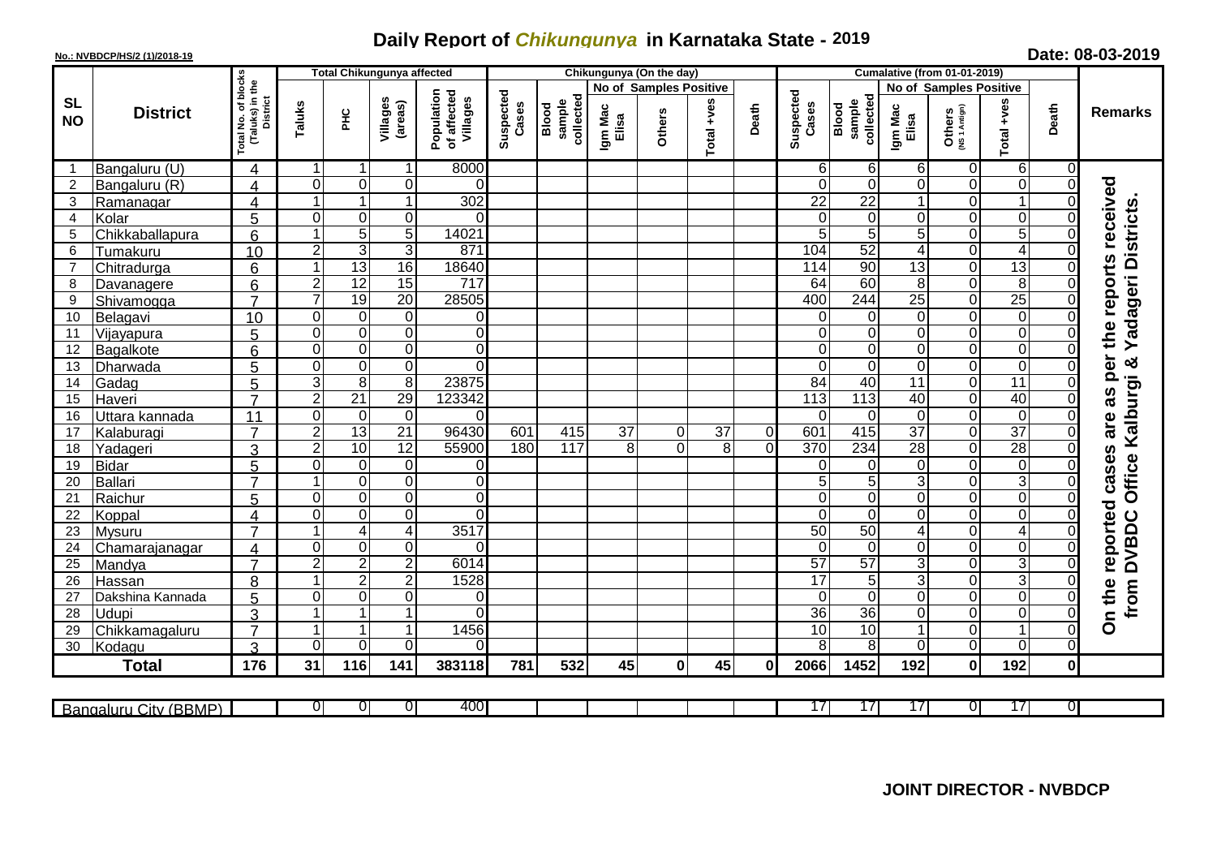# Daily Report of *Chikungunya* in Karnataka State - 2019

**No.: NVBDCP/HS/2 (1)/2018-19**

**Date: 08-03-2019**

| SL NO | District | Total No. of blocks (Taluks) in the District | Total Chikungunya affected | | | | Chikungunya (On the day) | | | | | | | Cumalative (from 01-01-2019) | | | | | | | Remarks |
|---|---|---|---|---|---|---|---|---|---|---|---|---|---|---|---|---|---|---|---|---|---|
| | | | Taluks | PHC | Villages (areas) | Population of affected Villages | Suspected Cases | Blood sample collected | No of Samples Positive | | | Death | Suspected Cases | Blood sample collected | No of Samples Positive | | | Death | |
| | | | | | | | | | Igm Mac Elisa | Others | Total +ves | | | | Igm Mac Elisa | Others (NS1 Antign) | Total +ves | | |
| 1 | Bangaluru (U) | 4 | 1 | 1 | 1 | 8000 | | | | | | | 6 | 6 | 6 | 0 | 6 | 0 | On the reported cases are as per the reports received from DVBDC Office Kalburgi & Yadageri Districts. |
| 2 | Bangaluru (R) | 4 | 0 | 0 | 0 | 0 | | | | | | | 0 | 0 | 0 | 0 | 0 | 0 | |
| 3 | Ramanagar | 4 | 1 | 1 | 1 | 302 | | | | | | | 22 | 22 | 1 | 0 | 1 | 0 | |
| 4 | Kolar | 5 | 0 | 0 | 0 | 0 | | | | | | | 0 | 0 | 0 | 0 | 0 | 0 | |
| 5 | Chikkaballapura | 6 | 1 | 5 | 5 | 14021 | | | | | | | 5 | 5 | 5 | 0 | 5 | 0 | |
| 6 | Tumakuru | 10 | 2 | 3 | 3 | 871 | | | | | | | 104 | 52 | 4 | 0 | 4 | 0 | |
| 7 | Chitradurga | 6 | 1 | 13 | 16 | 18640 | | | | | | | 114 | 90 | 13 | 0 | 13 | 0 | |
| 8 | Davanagere | 6 | 2 | 12 | 15 | 717 | | | | | | | 64 | 60 | 8 | 0 | 8 | 0 | |
| 9 | Shivamogga | 7 | 7 | 19 | 20 | 28505 | | | | | | | 400 | 244 | 25 | 0 | 25 | 0 | |
| 10 | Belagavi | 10 | 0 | 0 | 0 | 0 | | | | | | | 0 | 0 | 0 | 0 | 0 | 0 | |
| 11 | Vijayapura | 5 | 0 | 0 | 0 | 0 | | | | | | | 0 | 0 | 0 | 0 | 0 | 0 | |
| 12 | Bagalkote | 6 | 0 | 0 | 0 | 0 | | | | | | | 0 | 0 | 0 | 0 | 0 | 0 | |
| 13 | Dharwada | 5 | 0 | 0 | 0 | 0 | | | | | | | 0 | 0 | 0 | 0 | 0 | 0 | |
| 14 | Gadag | 5 | 3 | 8 | 8 | 23875 | | | | | | | 84 | 40 | 11 | 0 | 11 | 0 | |
| 15 | Haveri | 7 | 2 | 21 | 29 | 123342 | | | | | | | 113 | 113 | 40 | 0 | 40 | 0 | |
| 16 | Uttara kannada | 11 | 0 | 0 | 0 | 0 | | | | | | | 0 | 0 | 0 | 0 | 0 | 0 | |
| 17 | Kalaburagi | 7 | 2 | 13 | 21 | 96430 | 601 | 415 | 37 | 0 | 37 | 0 | 601 | 415 | 37 | 0 | 37 | 0 | |
| 18 | Yadageri | 3 | 2 | 10 | 12 | 55900 | 180 | 117 | 8 | 0 | 8 | 0 | 370 | 234 | 28 | 0 | 28 | 0 | |
| 19 | Bidar | 5 | 0 | 0 | 0 | 0 | | | | | | | 0 | 0 | 0 | 0 | 0 | 0 | |
| 20 | Ballari | 7 | 1 | 0 | 0 | 0 | | | | | | | 5 | 5 | 3 | 0 | 3 | 0 | |
| 21 | Raichur | 5 | 0 | 0 | 0 | 0 | | | | | | | 0 | 0 | 0 | 0 | 0 | 0 | |
| 22 | Koppal | 4 | 0 | 0 | 0 | 0 | | | | | | | 0 | 0 | 0 | 0 | 0 | 0 | |
| 23 | Mysuru | 7 | 1 | 4 | 4 | 3517 | | | | | | | 50 | 50 | 4 | 0 | 4 | 0 | |
| 24 | Chamarajanagar | 4 | 0 | 0 | 0 | 0 | | | | | | | 0 | 0 | 0 | 0 | 0 | 0 | |
| 25 | Mandya | 7 | 2 | 2 | 2 | 6014 | | | | | | | 57 | 57 | 3 | 0 | 3 | 0 | |
| 26 | Hassan | 8 | 1 | 2 | 2 | 1528 | | | | | | | 17 | 5 | 3 | 0 | 3 | 0 | |
| 27 | Dakshina Kannada | 5 | 0 | 0 | 0 | 0 | | | | | | | 0 | 0 | 0 | 0 | 0 | 0 | |
| 28 | Udupi | 3 | 1 | 1 | 1 | 0 | | | | | | | 36 | 36 | 0 | 0 | 0 | 0 | |
| 29 | Chikkamagaluru | 7 | 1 | 1 | 1 | 1456 | | | | | | | 10 | 10 | 1 | 0 | 1 | 0 | |
| 30 | Kodagu | 3 | 0 | 0 | 0 | 0 | | | | | | | 8 | 8 | 0 | 0 | 0 | 0 | |
| **Total** | | **176** | **31** | **116** | **141** | **383118** | **781** | **532** | **45** | **0** | **45** | **0** | **2066** | **1452** | **192** | **0** | **192** | **0** | |

| | | | | | | | | | | | | | | | | | | |
|---|---|---|---|---|---|---|---|---|---|---|---|---|---|---|---|---|---|---|
| Bangaluru City (BBMP) | | 0 | 0 | 0 | 400 | | | | | | | 17 | 17 | 17 | 0 | 17 | 0 | |

**JOINT DIRECTOR - NVBDCP**